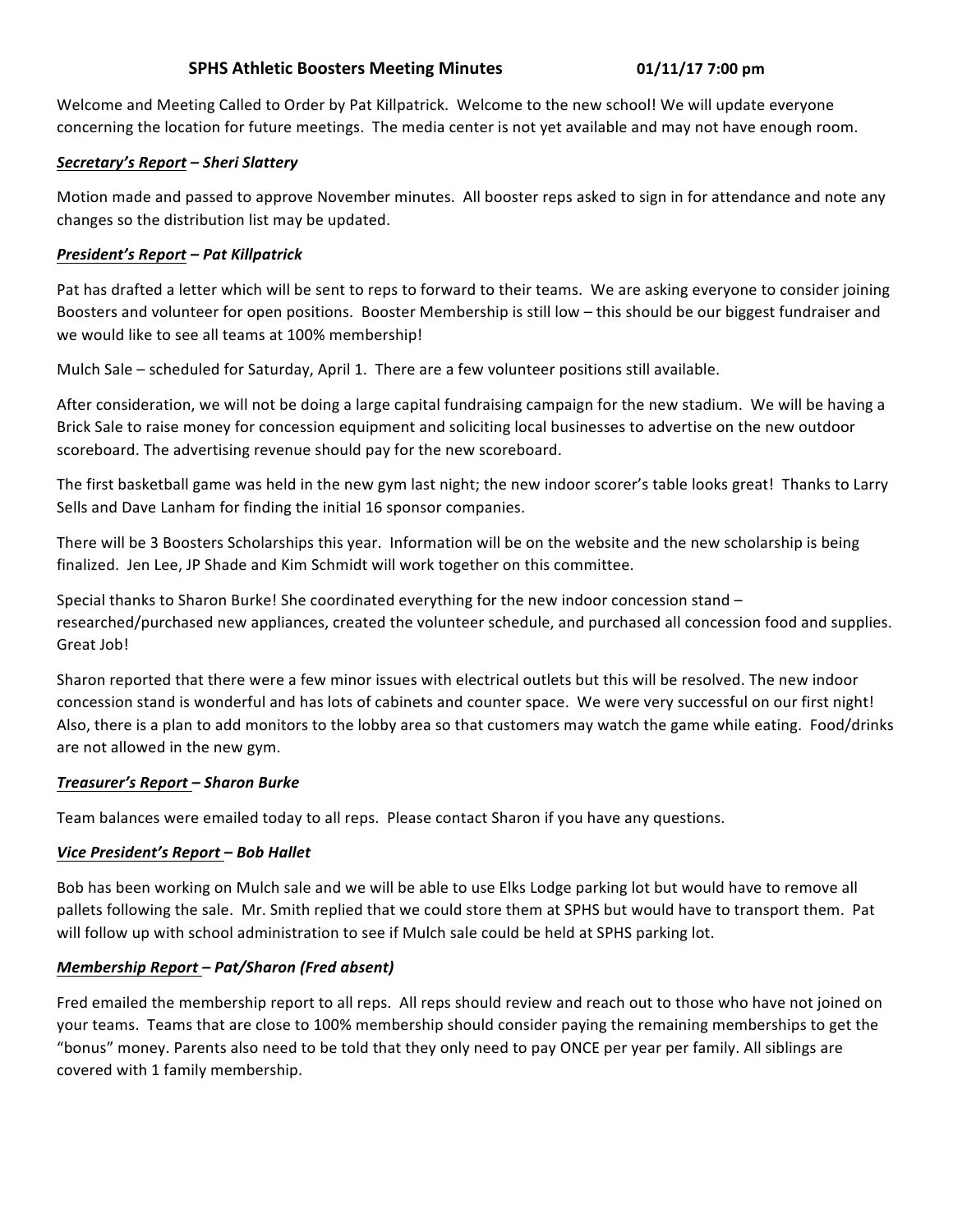# SPHS Athletic Boosters Meeting Minutes 01/11/17 7:00 pm

Welcome and Meeting Called to Order by Pat Killpatrick. Welcome to the new school! We will update everyone concerning the location for future meetings. The media center is not yet available and may not have enough room.

***Secretary's Report*** ***– Sheri Slattery***

Motion made and passed to approve November minutes. All booster reps asked to sign in for attendance and note any changes so the distribution list may be updated.

***President's Report*** ***– Pat Killpatrick***

Pat has drafted a letter which will be sent to reps to forward to their teams. We are asking everyone to consider joining Boosters and volunteer for open positions. Booster Membership is still low – this should be our biggest fundraiser and we would like to see all teams at 100% membership!

Mulch Sale – scheduled for Saturday, April 1. There are a few volunteer positions still available.

After consideration, we will not be doing a large capital fundraising campaign for the new stadium. We will be having a Brick Sale to raise money for concession equipment and soliciting local businesses to advertise on the new outdoor scoreboard. The advertising revenue should pay for the new scoreboard.

The first basketball game was held in the new gym last night; the new indoor scorer's table looks great! Thanks to Larry Sells and Dave Lanham for finding the initial 16 sponsor companies.

There will be 3 Boosters Scholarships this year. Information will be on the website and the new scholarship is being finalized. Jen Lee, JP Shade and Kim Schmidt will work together on this committee.

Special thanks to Sharon Burke! She coordinated everything for the new indoor concession stand – researched/purchased new appliances, created the volunteer schedule, and purchased all concession food and supplies. Great Job!

Sharon reported that there were a few minor issues with electrical outlets but this will be resolved. The new indoor concession stand is wonderful and has lots of cabinets and counter space. We were very successful on our first night! Also, there is a plan to add monitors to the lobby area so that customers may watch the game while eating. Food/drinks are not allowed in the new gym.

***Treasurer's Report*** ***– Sharon Burke***

Team balances were emailed today to all reps. Please contact Sharon if you have any questions.

***Vice President's Report*** ***– Bob Hallet***

Bob has been working on Mulch sale and we will be able to use Elks Lodge parking lot but would have to remove all pallets following the sale. Mr. Smith replied that we could store them at SPHS but would have to transport them. Pat will follow up with school administration to see if Mulch sale could be held at SPHS parking lot.

***Membership Report*** ***– Pat/Sharon (Fred absent)***

Fred emailed the membership report to all reps. All reps should review and reach out to those who have not joined on your teams. Teams that are close to 100% membership should consider paying the remaining memberships to get the "bonus" money. Parents also need to be told that they only need to pay ONCE per year per family. All siblings are covered with 1 family membership.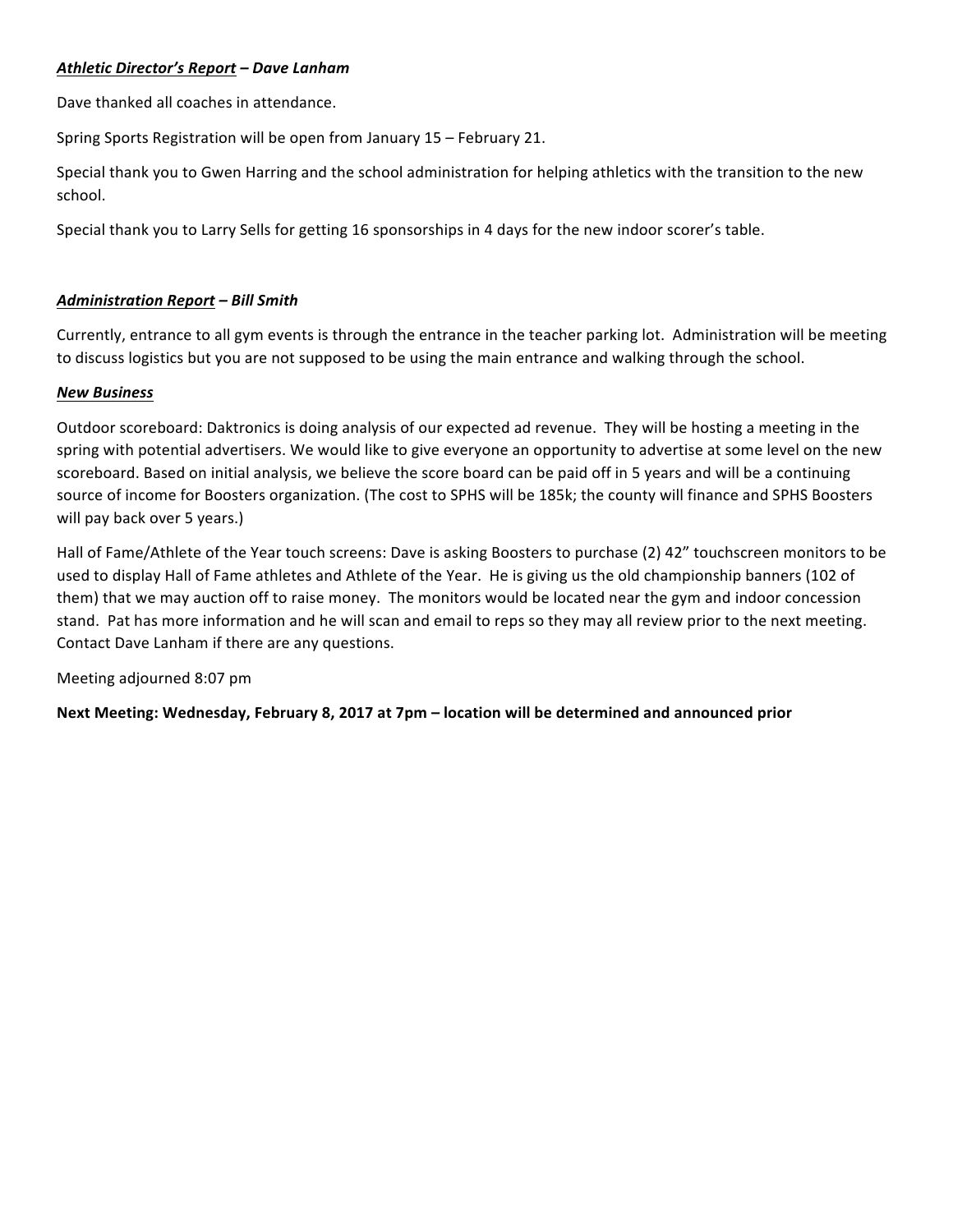***Athletic Director's Report** – Dave Lanham*

Dave thanked all coaches in attendance.

Spring Sports Registration will be open from January 15 – February 21.

Special thank you to Gwen Harring and the school administration for helping athletics with the transition to the new school.

Special thank you to Larry Sells for getting 16 sponsorships in 4 days for the new indoor scorer's table.

***Administration Report** – Bill Smith*

Currently, entrance to all gym events is through the entrance in the teacher parking lot. Administration will be meeting to discuss logistics but you are not supposed to be using the main entrance and walking through the school.

***New Business***

Outdoor scoreboard: Daktronics is doing analysis of our expected ad revenue. They will be hosting a meeting in the spring with potential advertisers. We would like to give everyone an opportunity to advertise at some level on the new scoreboard. Based on initial analysis, we believe the score board can be paid off in 5 years and will be a continuing source of income for Boosters organization. (The cost to SPHS will be 185k; the county will finance and SPHS Boosters will pay back over 5 years.)

Hall of Fame/Athlete of the Year touch screens: Dave is asking Boosters to purchase (2) 42" touchscreen monitors to be used to display Hall of Fame athletes and Athlete of the Year. He is giving us the old championship banners (102 of them) that we may auction off to raise money. The monitors would be located near the gym and indoor concession stand. Pat has more information and he will scan and email to reps so they may all review prior to the next meeting. Contact Dave Lanham if there are any questions.

Meeting adjourned 8:07 pm

**Next Meeting: Wednesday, February 8, 2017 at 7pm – location will be determined and announced prior**